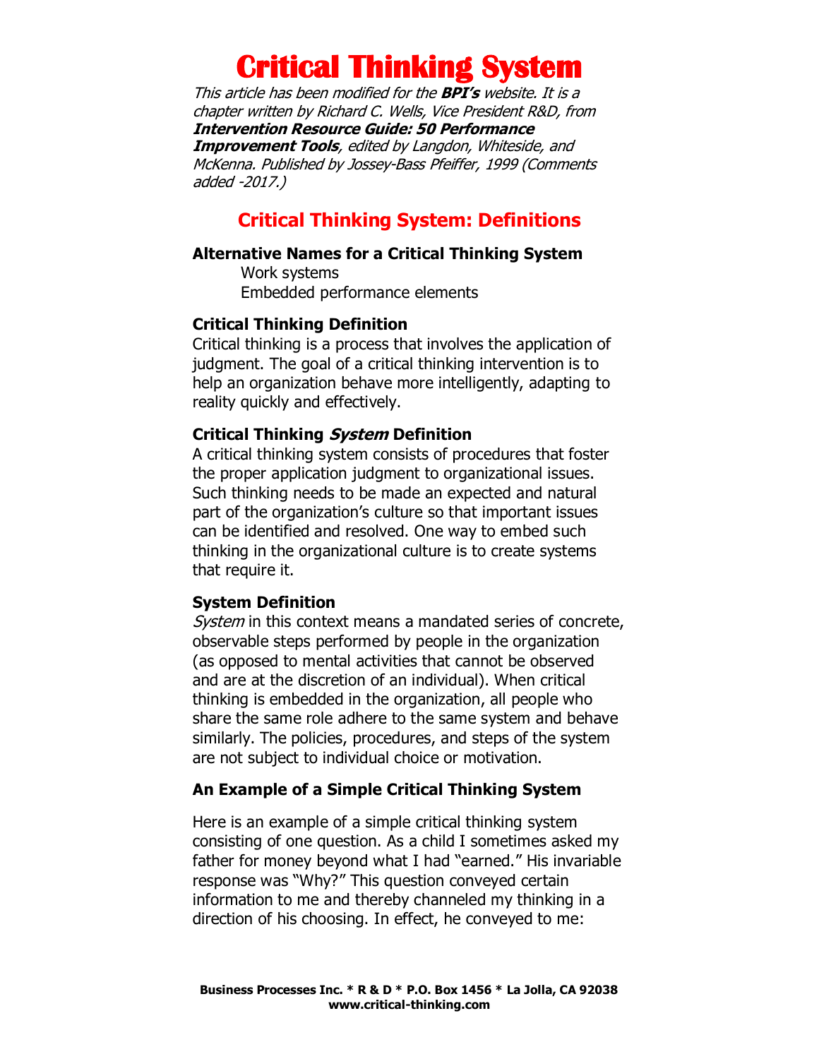# Critical Thinking System

*This article has been modified for the **BPI's** website. It is a chapter written by Richard C. Wells, Vice President R&D, from **Intervention Resource Guide: 50 Performance Improvement Tools**, edited by Langdon, Whiteside, and McKenna. Published by Jossey-Bass Pfeiffer, 1999 (Comments added -2017.)*

## Critical Thinking System: Definitions

### Alternative Names for a Critical Thinking System

Work systems
Embedded performance elements

### Critical Thinking Definition

Critical thinking is a process that involves the application of judgment. The goal of a critical thinking intervention is to help an organization behave more intelligently, adapting to reality quickly and effectively.

### Critical Thinking *System* Definition

A critical thinking system consists of procedures that foster the proper application judgment to organizational issues. Such thinking needs to be made an expected and natural part of the organization's culture so that important issues can be identified and resolved. One way to embed such thinking in the organizational culture is to create systems that require it.

### System Definition

*System* in this context means a mandated series of concrete, observable steps performed by people in the organization (as opposed to mental activities that cannot be observed and are at the discretion of an individual). When critical thinking is embedded in the organization, all people who share the same role adhere to the same system and behave similarly. The policies, procedures, and steps of the system are not subject to individual choice or motivation.

### An Example of a Simple Critical Thinking System

Here is an example of a simple critical thinking system consisting of one question. As a child I sometimes asked my father for money beyond what I had "earned." His invariable response was "Why?" This question conveyed certain information to me and thereby channeled my thinking in a direction of his choosing. In effect, he conveyed to me: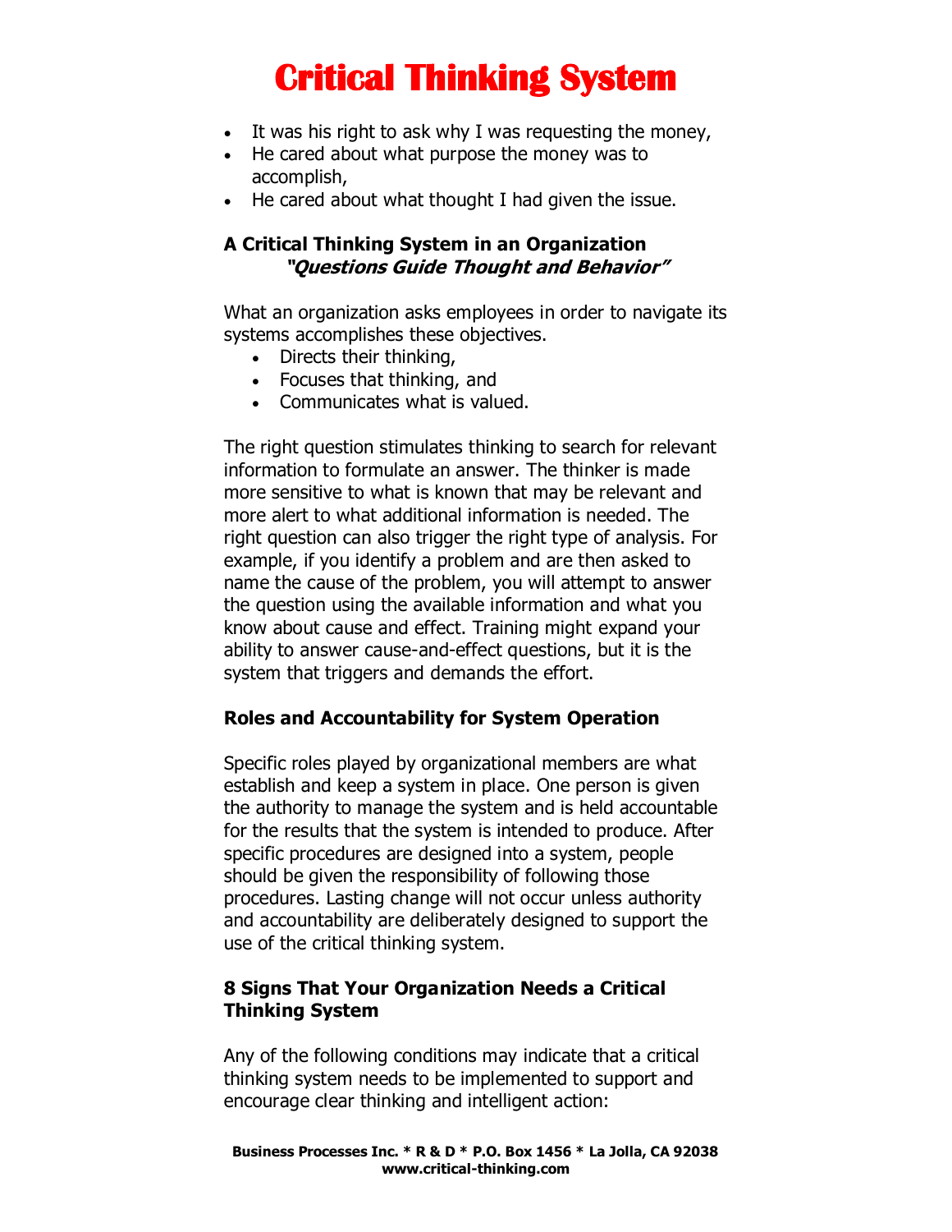- It was his right to ask why I was requesting the money,
- He cared about what purpose the money was to accomplish,
- He cared about what thought I had given the issue.

### A Critical Thinking System in an Organization
***"Questions Guide Thought and Behavior"***

What an organization asks employees in order to navigate its systems accomplishes these objectives.

- Directs their thinking,
- Focuses that thinking, and
- Communicates what is valued.

The right question stimulates thinking to search for relevant information to formulate an answer. The thinker is made more sensitive to what is known that may be relevant and more alert to what additional information is needed. The right question can also trigger the right type of analysis. For example, if you identify a problem and are then asked to name the cause of the problem, you will attempt to answer the question using the available information and what you know about cause and effect. Training might expand your ability to answer cause-and-effect questions, but it is the system that triggers and demands the effort.

### Roles and Accountability for System Operation

Specific roles played by organizational members are what establish and keep a system in place. One person is given the authority to manage the system and is held accountable for the results that the system is intended to produce. After specific procedures are designed into a system, people should be given the responsibility of following those procedures. Lasting change will not occur unless authority and accountability are deliberately designed to support the use of the critical thinking system.

### 8 Signs That Your Organization Needs a Critical Thinking System

Any of the following conditions may indicate that a critical thinking system needs to be implemented to support and encourage clear thinking and intelligent action: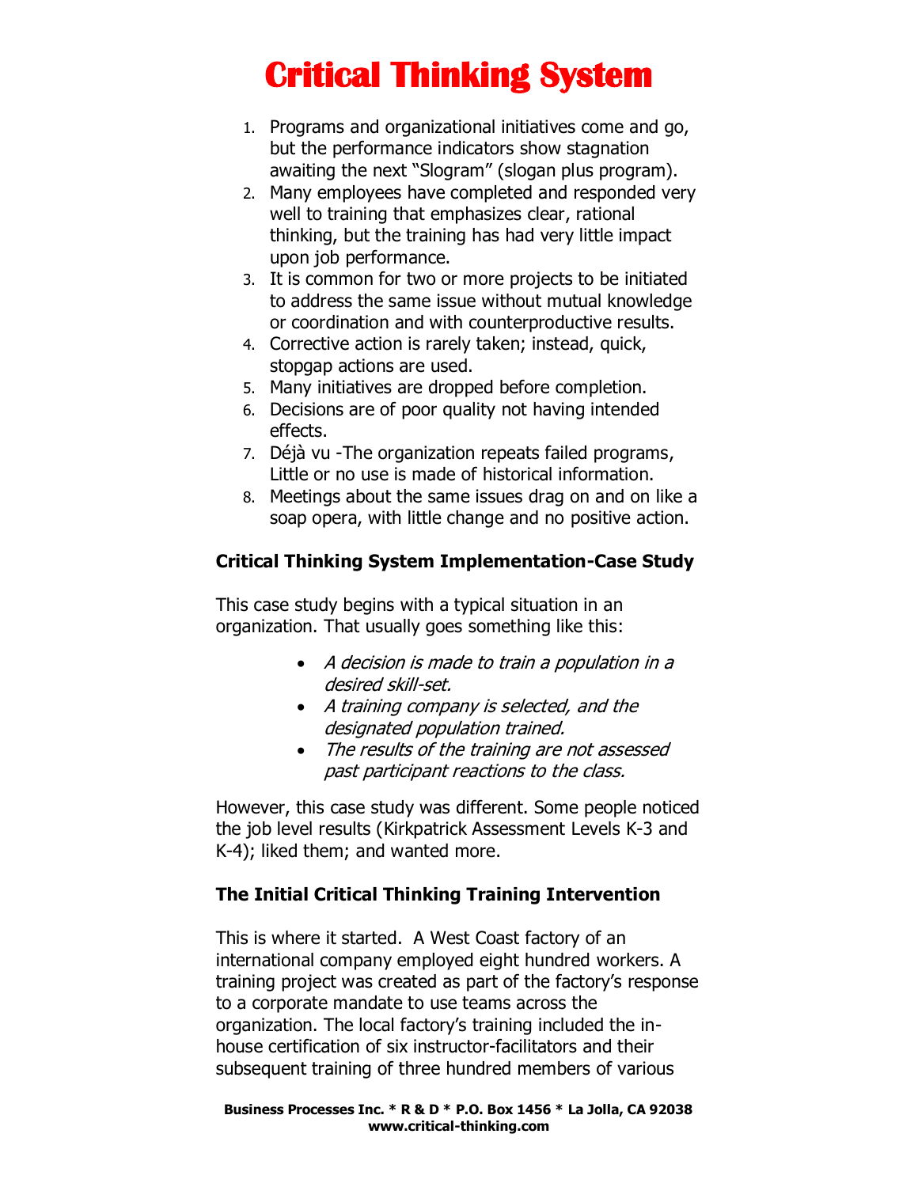# Critical Thinking System

1. Programs and organizational initiatives come and go, but the performance indicators show stagnation awaiting the next "Slogram" (slogan plus program).
2. Many employees have completed and responded very well to training that emphasizes clear, rational thinking, but the training has had very little impact upon job performance.
3. It is common for two or more projects to be initiated to address the same issue without mutual knowledge or coordination and with counterproductive results.
4. Corrective action is rarely taken; instead, quick, stopgap actions are used.
5. Many initiatives are dropped before completion.
6. Decisions are of poor quality not having intended effects.
7. Déjà vu -The organization repeats failed programs, Little or no use is made of historical information.
8. Meetings about the same issues drag on and on like a soap opera, with little change and no positive action.

### Critical Thinking System Implementation-Case Study

This case study begins with a typical situation in an organization. That usually goes something like this:

- *A decision is made to train a population in a desired skill-set.*
- *A training company is selected, and the designated population trained.*
- *The results of the training are not assessed past participant reactions to the class.*

However, this case study was different. Some people noticed the job level results (Kirkpatrick Assessment Levels K-3 and K-4); liked them; and wanted more.

### The Initial Critical Thinking Training Intervention

This is where it started. A West Coast factory of an international company employed eight hundred workers. A training project was created as part of the factory's response to a corporate mandate to use teams across the organization. The local factory's training included the in-house certification of six instructor-facilitators and their subsequent training of three hundred members of various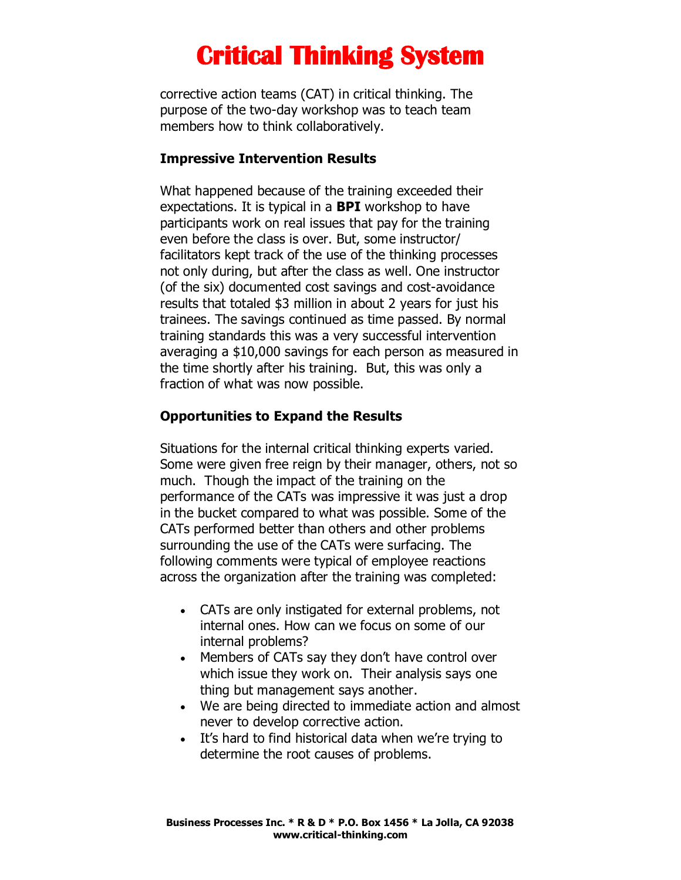corrective action teams (CAT) in critical thinking. The purpose of the two-day workshop was to teach team members how to think collaboratively.

### Impressive Intervention Results

What happened because of the training exceeded their expectations. It is typical in a **BPI** workshop to have participants work on real issues that pay for the training even before the class is over. But, some instructor/ facilitators kept track of the use of the thinking processes not only during, but after the class as well. One instructor (of the six) documented cost savings and cost-avoidance results that totaled $3 million in about 2 years for just his trainees. The savings continued as time passed. By normal training standards this was a very successful intervention averaging a $10,000 savings for each person as measured in the time shortly after his training. But, this was only a fraction of what was now possible.

### Opportunities to Expand the Results

Situations for the internal critical thinking experts varied. Some were given free reign by their manager, others, not so much. Though the impact of the training on the performance of the CATs was impressive it was just a drop in the bucket compared to what was possible. Some of the CATs performed better than others and other problems surrounding the use of the CATs were surfacing. The following comments were typical of employee reactions across the organization after the training was completed:

- CATs are only instigated for external problems, not internal ones. How can we focus on some of our internal problems?
- Members of CATs say they don't have control over which issue they work on. Their analysis says one thing but management says another.
- We are being directed to immediate action and almost never to develop corrective action.
- It's hard to find historical data when we're trying to determine the root causes of problems.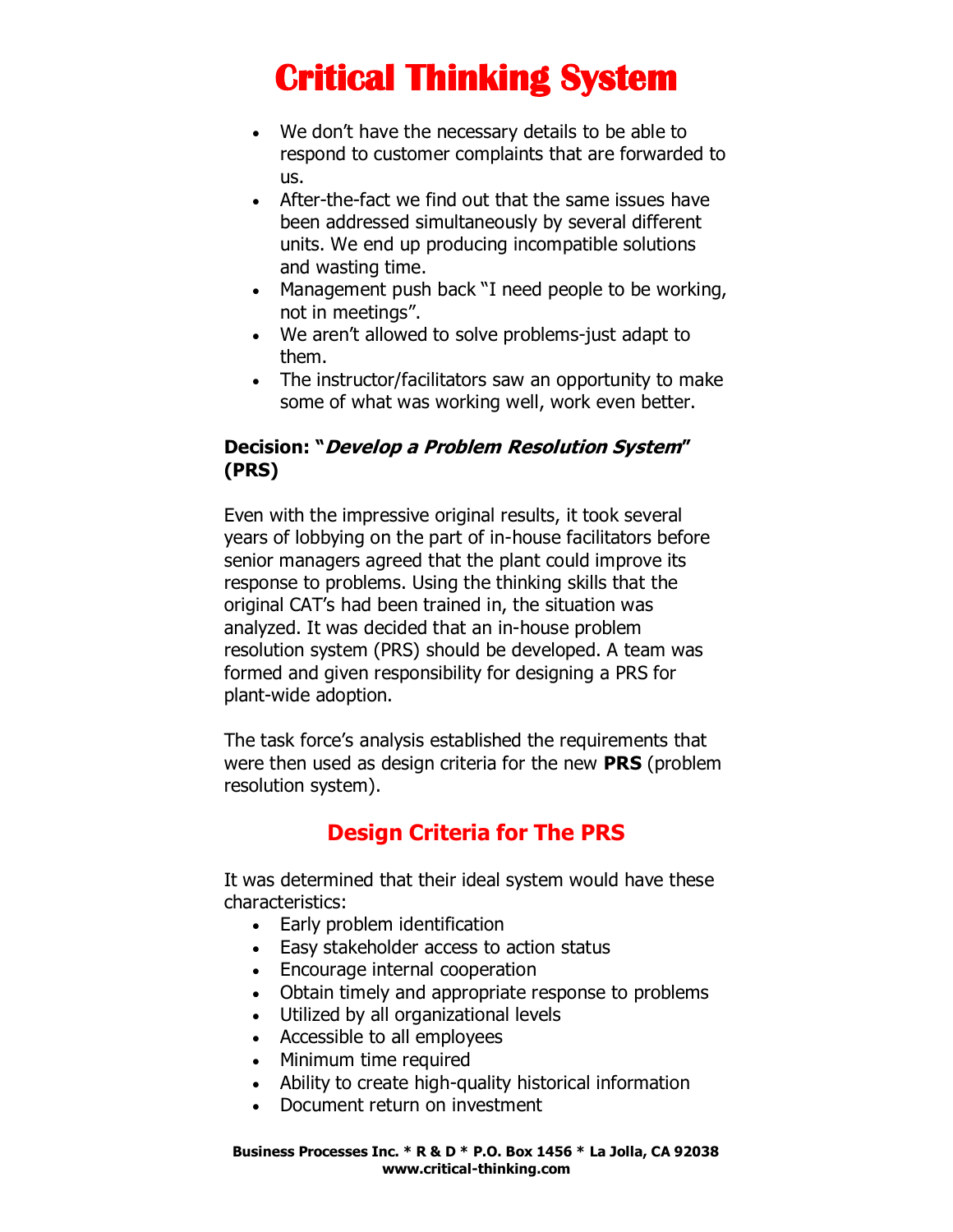- We don't have the necessary details to be able to respond to customer complaints that are forwarded to us.
- After-the-fact we find out that the same issues have been addressed simultaneously by several different units. We end up producing incompatible solutions and wasting time.
- Management push back "I need people to be working, not in meetings".
- We aren't allowed to solve problems-just adapt to them.
- The instructor/facilitators saw an opportunity to make some of what was working well, work even better.

**Decision: "*Develop a Problem Resolution System*" (PRS)**

Even with the impressive original results, it took several years of lobbying on the part of in-house facilitators before senior managers agreed that the plant could improve its response to problems. Using the thinking skills that the original CAT's had been trained in, the situation was analyzed. It was decided that an in-house problem resolution system (PRS) should be developed. A team was formed and given responsibility for designing a PRS for plant-wide adoption.

The task force's analysis established the requirements that were then used as design criteria for the new **PRS** (problem resolution system).

## Design Criteria for The PRS

It was determined that their ideal system would have these characteristics:

- Early problem identification
- Easy stakeholder access to action status
- Encourage internal cooperation
- Obtain timely and appropriate response to problems
- Utilized by all organizational levels
- Accessible to all employees
- Minimum time required
- Ability to create high-quality historical information
- Document return on investment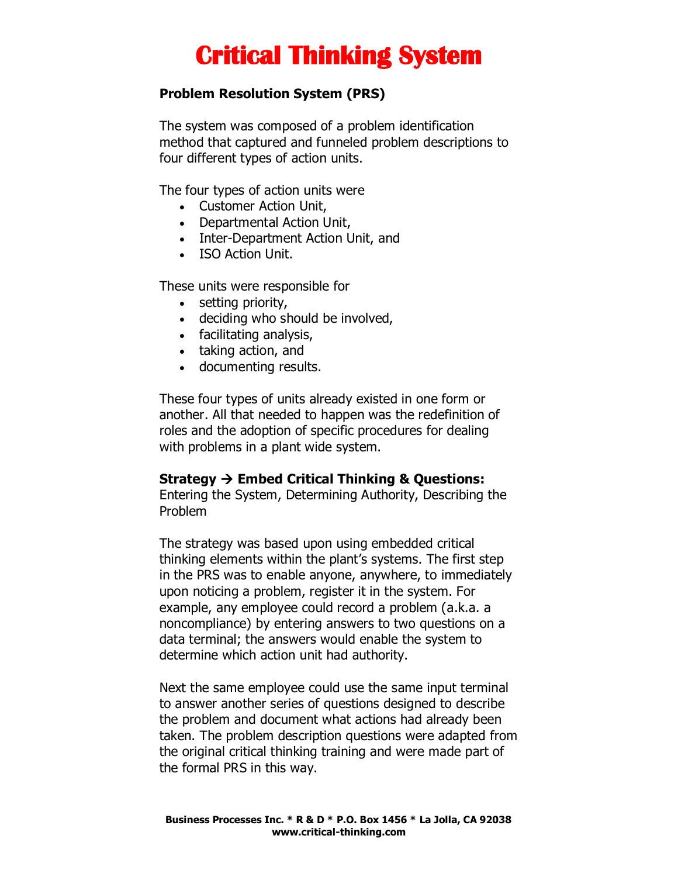# Critical Thinking System

**Problem Resolution System (PRS)**

The system was composed of a problem identification method that captured and funneled problem descriptions to four different types of action units.

The four types of action units were

- Customer Action Unit,
- Departmental Action Unit,
- Inter-Department Action Unit, and
- ISO Action Unit.

These units were responsible for

- setting priority,
- deciding who should be involved,
- facilitating analysis,
- taking action, and
- documenting results.

These four types of units already existed in one form or another. All that needed to happen was the redefinition of roles and the adoption of specific procedures for dealing with problems in a plant wide system.

**Strategy → Embed Critical Thinking & Questions:**
Entering the System, Determining Authority, Describing the Problem

The strategy was based upon using embedded critical thinking elements within the plant's systems. The first step in the PRS was to enable anyone, anywhere, to immediately upon noticing a problem, register it in the system. For example, any employee could record a problem (a.k.a. a noncompliance) by entering answers to two questions on a data terminal; the answers would enable the system to determine which action unit had authority.

Next the same employee could use the same input terminal to answer another series of questions designed to describe the problem and document what actions had already been taken. The problem description questions were adapted from the original critical thinking training and were made part of the formal PRS in this way.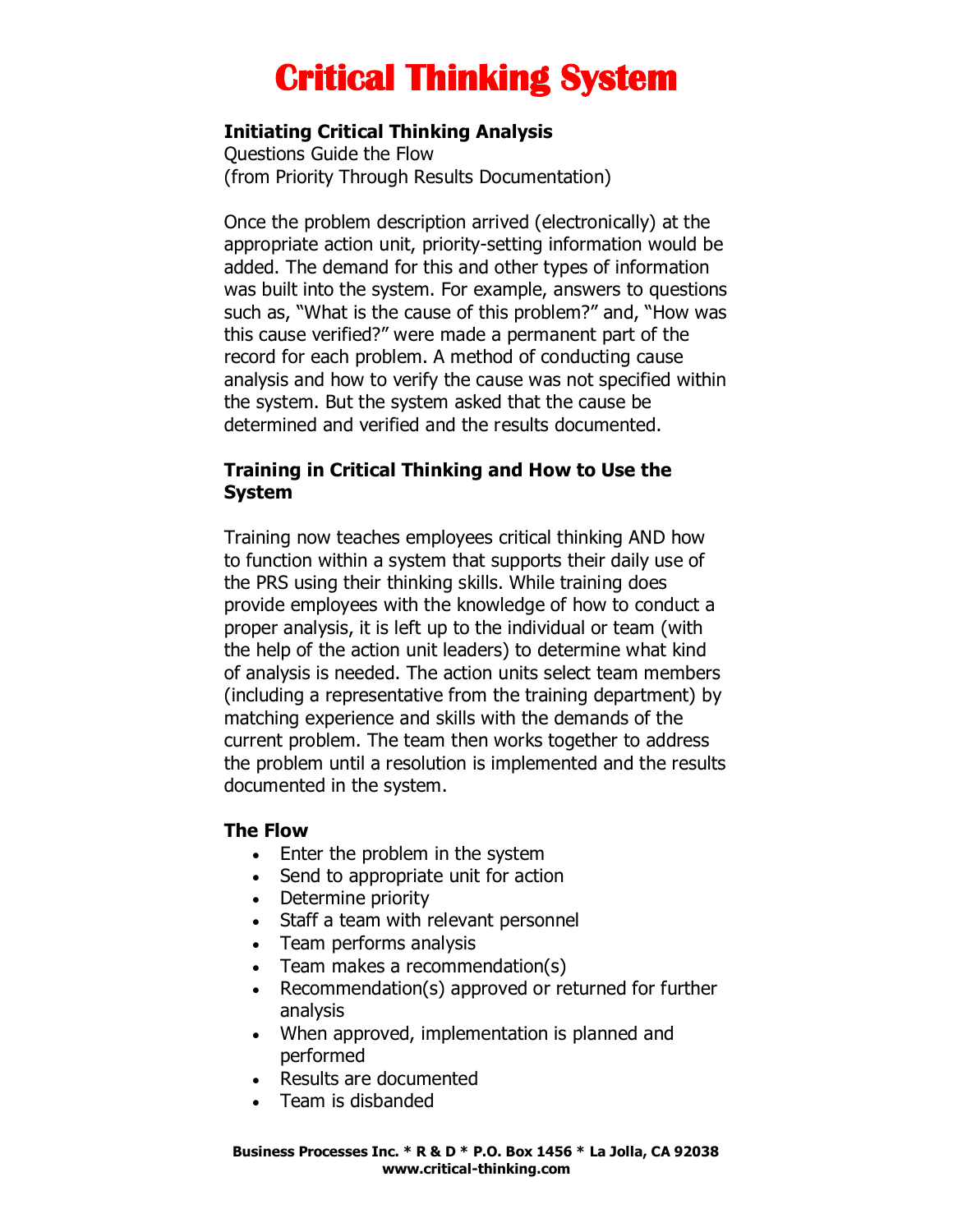# Critical Thinking System

**Initiating Critical Thinking Analysis**
Questions Guide the Flow
(from Priority Through Results Documentation)

Once the problem description arrived (electronically) at the appropriate action unit, priority-setting information would be added. The demand for this and other types of information was built into the system. For example, answers to questions such as, "What is the cause of this problem?" and, "How was this cause verified?" were made a permanent part of the record for each problem. A method of conducting cause analysis and how to verify the cause was not specified within the system. But the system asked that the cause be determined and verified and the results documented.

**Training in Critical Thinking and How to Use the System**

Training now teaches employees critical thinking AND how to function within a system that supports their daily use of the PRS using their thinking skills. While training does provide employees with the knowledge of how to conduct a proper analysis, it is left up to the individual or team (with the help of the action unit leaders) to determine what kind of analysis is needed. The action units select team members (including a representative from the training department) by matching experience and skills with the demands of the current problem. The team then works together to address the problem until a resolution is implemented and the results documented in the system.

**The Flow**

- Enter the problem in the system
- Send to appropriate unit for action
- Determine priority
- Staff a team with relevant personnel
- Team performs analysis
- Team makes a recommendation(s)
- Recommendation(s) approved or returned for further analysis
- When approved, implementation is planned and performed
- Results are documented
- Team is disbanded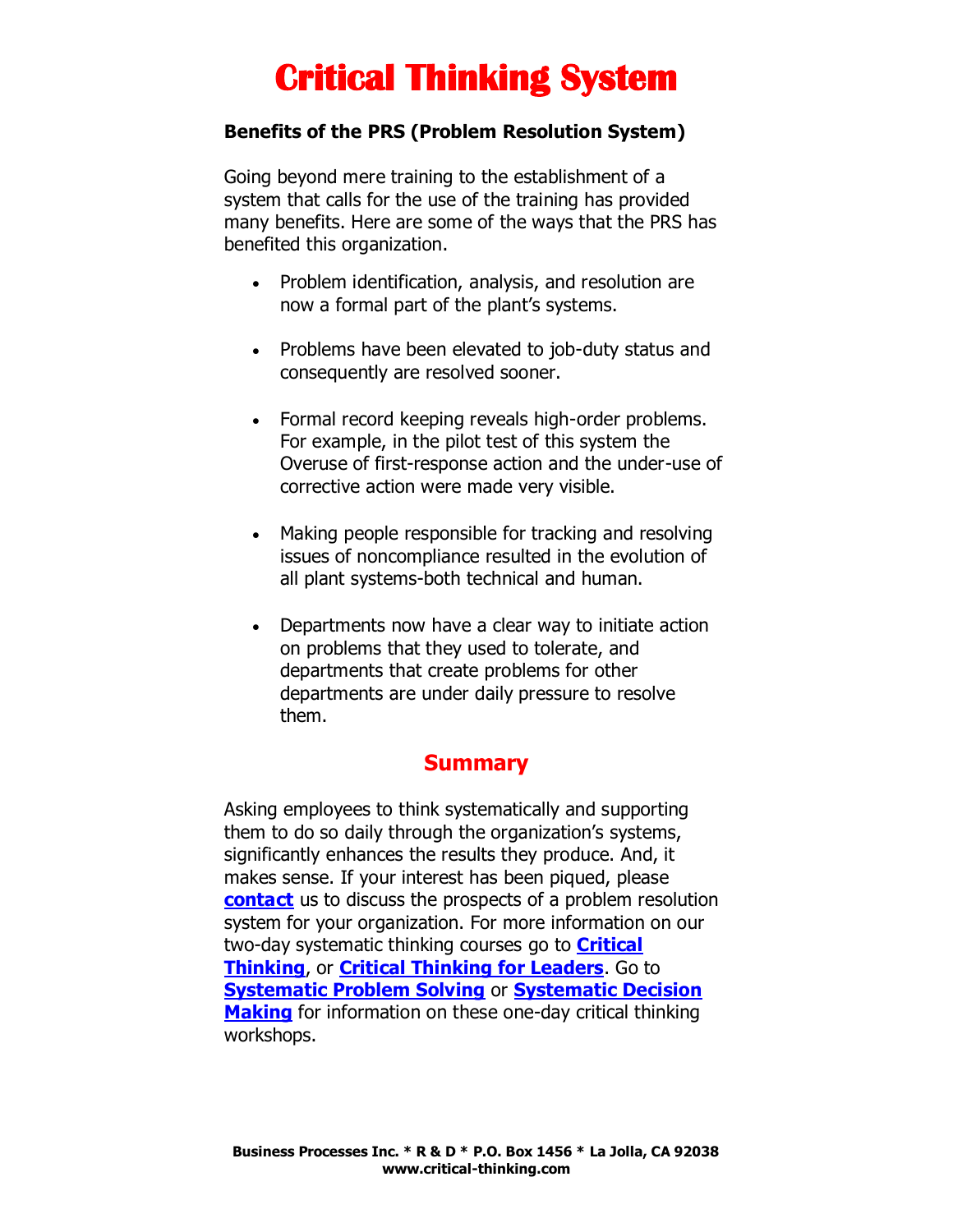# Critical Thinking System

### Benefits of the PRS (Problem Resolution System)

Going beyond mere training to the establishment of a system that calls for the use of the training has provided many benefits. Here are some of the ways that the PRS has benefited this organization.

- Problem identification, analysis, and resolution are now a formal part of the plant's systems.
- Problems have been elevated to job-duty status and consequently are resolved sooner.
- Formal record keeping reveals high-order problems. For example, in the pilot test of this system the Overuse of first-response action and the under-use of corrective action were made very visible.
- Making people responsible for tracking and resolving issues of noncompliance resulted in the evolution of all plant systems-both technical and human.
- Departments now have a clear way to initiate action on problems that they used to tolerate, and departments that create problems for other departments are under daily pressure to resolve them.

## Summary

Asking employees to think systematically and supporting them to do so daily through the organization's systems, significantly enhances the results they produce. And, it makes sense. If your interest has been piqued, please **contact** us to discuss the prospects of a problem resolution system for your organization. For more information on our two-day systematic thinking courses go to **Critical Thinking**, or **Critical Thinking for Leaders**. Go to **Systematic Problem Solving** or **Systematic Decision Making** for information on these one-day critical thinking workshops.

**Business Processes Inc. * R & D * P.O. Box 1456 * La Jolla, CA 92038**
**www.critical-thinking.com**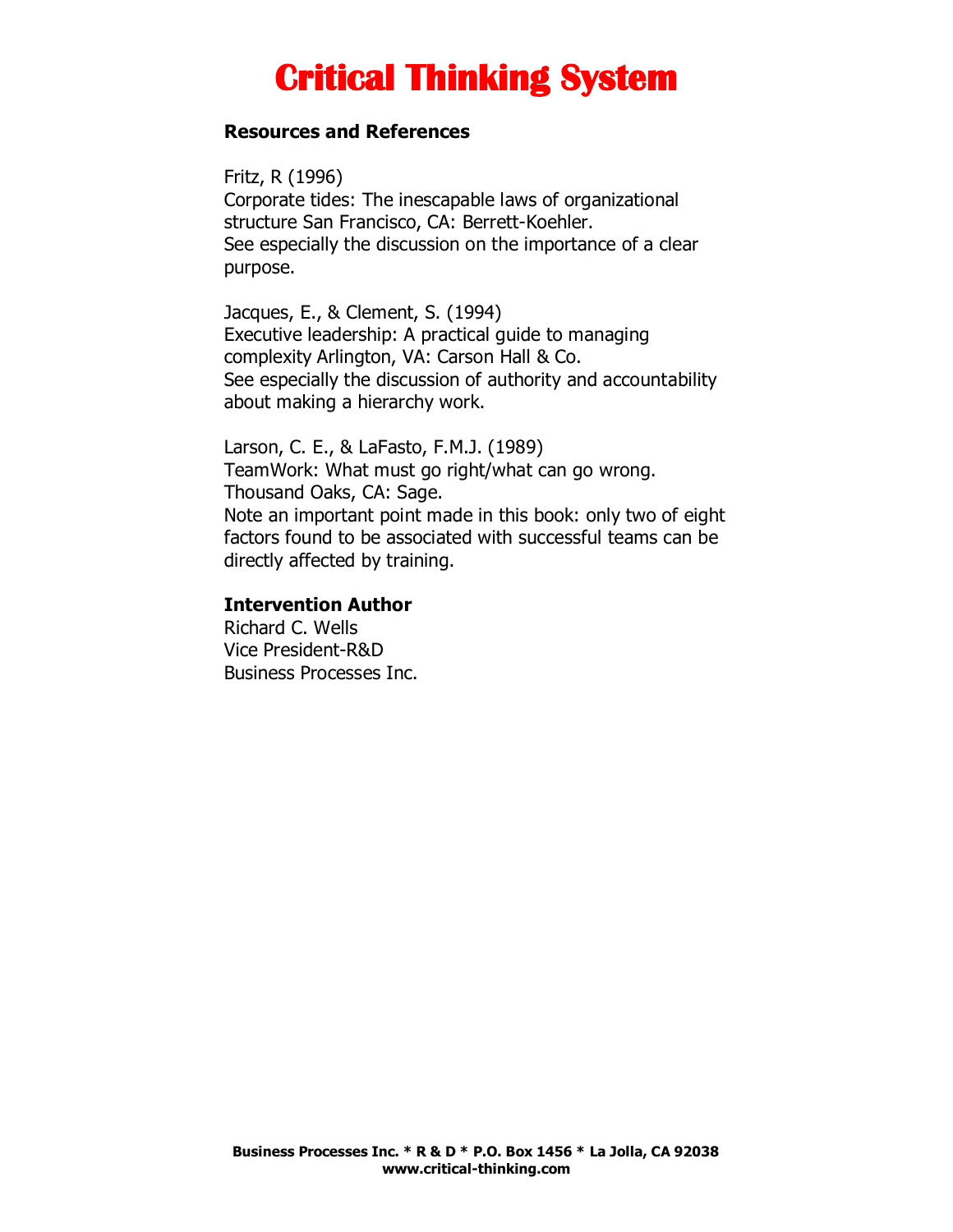# Critical Thinking System

## Resources and References

Fritz, R (1996)
Corporate tides: The inescapable laws of organizational structure San Francisco, CA: Berrett-Koehler.
See especially the discussion on the importance of a clear purpose.

Jacques, E., & Clement, S. (1994)
Executive leadership: A practical guide to managing complexity Arlington, VA: Carson Hall & Co.
See especially the discussion of authority and accountability about making a hierarchy work.

Larson, C. E., & LaFasto, F.M.J. (1989)
TeamWork: What must go right/what can go wrong.
Thousand Oaks, CA: Sage.
Note an important point made in this book: only two of eight factors found to be associated with successful teams can be directly affected by training.

## Intervention Author

Richard C. Wells
Vice President-R&D
Business Processes Inc.